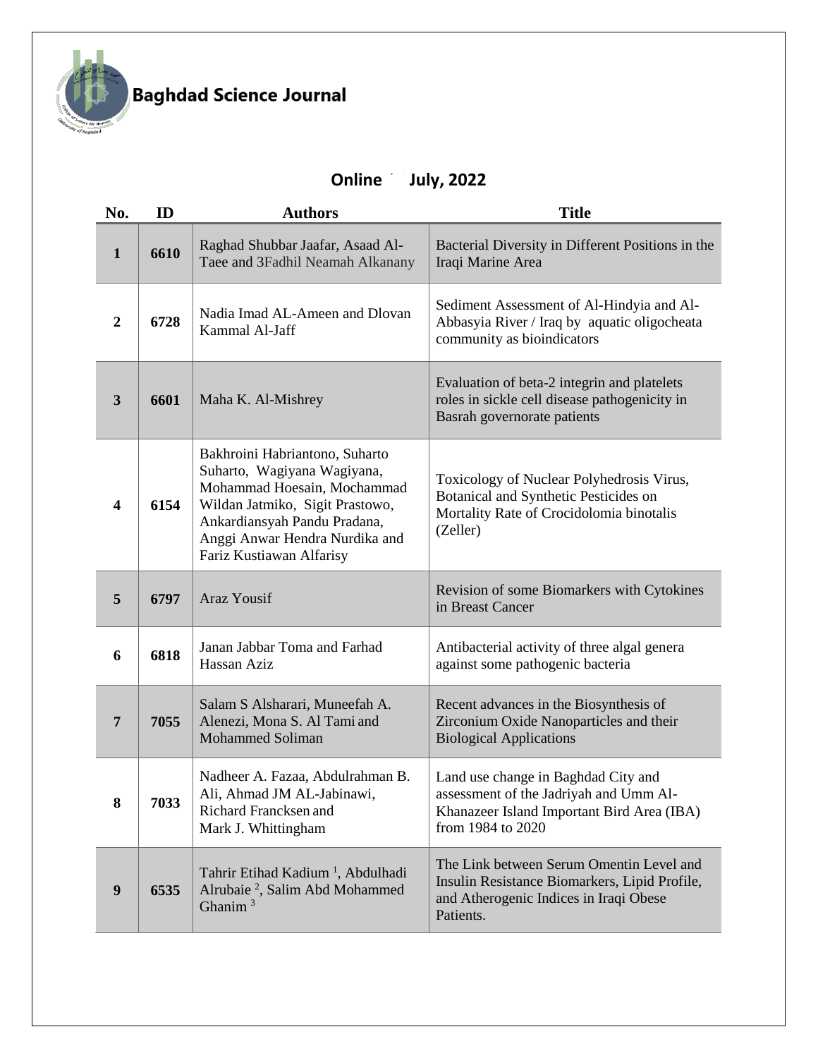# Baghdad Science Journal

## Online July, 2022

| No. | ID | Authors | Title |
|---|---|---|---|
| 1 | 6610 | Raghad Shubbar Jaafar, Asaad Al-Taee and 3Fadhil Neamah Alkanany | Bacterial Diversity in Different Positions in the Iraqi Marine Area |
| 2 | 6728 | Nadia Imad AL-Ameen and Dlovan Kammal Al-Jaff | Sediment Assessment of Al-Hindyia and Al-Abbasyia River / Iraq by aquatic oligocheata community as bioindicators |
| 3 | 6601 | Maha K. Al-Mishrey | Evaluation of beta-2 integrin and platelets roles in sickle cell disease pathogenicity in Basrah governorate patients |
| 4 | 6154 | Bakhroini Habriantono, Suharto Suharto, Wagiyana Wagiyana, Mohammad Hoesain, Mochammad Wildan Jatmiko, Sigit Prastowo, Ankardiansyah Pandu Pradana, Anggi Anwar Hendra Nurdika and Fariz Kustiawan Alfarisy | Toxicology of Nuclear Polyhedrosis Virus, Botanical and Synthetic Pesticides on Mortality Rate of Crocidolomia binotalis (Zeller) |
| 5 | 6797 | Araz Yousif | Revision of some Biomarkers with Cytokines in Breast Cancer |
| 6 | 6818 | Janan Jabbar Toma and Farhad Hassan Aziz | Antibacterial activity of three algal genera against some pathogenic bacteria |
| 7 | 7055 | Salam S Alsharari, Muneefah A. Alenezi, Mona S. Al Tami and Mohammed Soliman | Recent advances in the Biosynthesis of Zirconium Oxide Nanoparticles and their Biological Applications |
| 8 | 7033 | Nadheer A. Fazaa, Abdulrahman B. Ali, Ahmad JM AL-Jabinawi, Richard Francksen and Mark J. Whittingham | Land use change in Baghdad City and assessment of the Jadriyah and Umm Al-Khanazeer Island Important Bird Area (IBA) from 1984 to 2020 |
| 9 | 6535 | Tahrir Etihad Kadium [1], Abdulhadi Alrubaie [2], Salim Abd Mohammed Ghanim [3] | The Link between Serum Omentin Level and Insulin Resistance Biomarkers, Lipid Profile, and Atherogenic Indices in Iraqi Obese Patients. |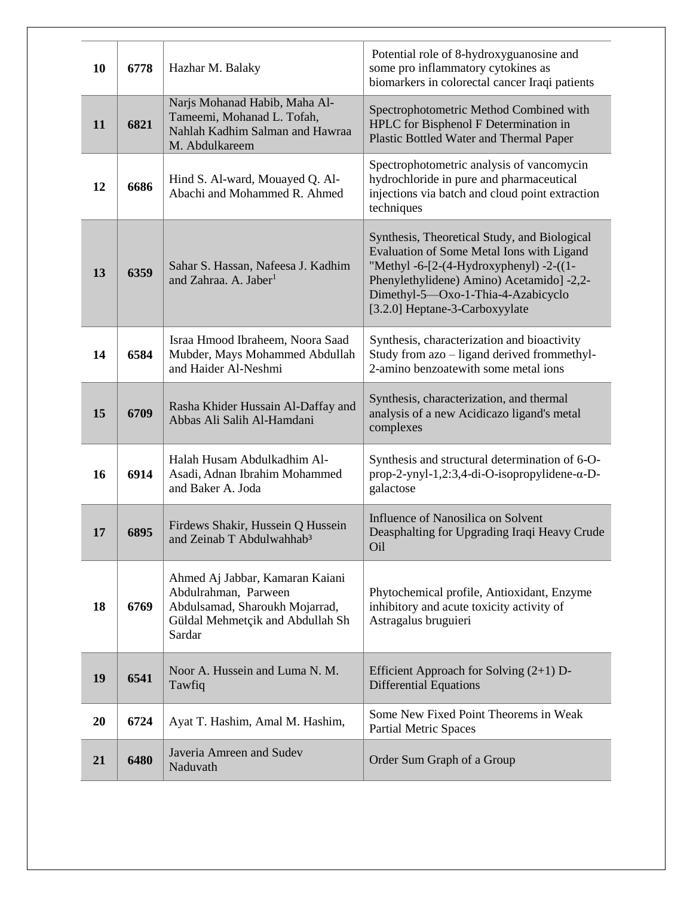| | | | |
|---|---|---|---|
| **10** | **6778** | Hazhar M. Balaky | Potential role of 8-hydroxyguanosine and some pro inflammatory cytokines as biomarkers in colorectal cancer Iraqi patients |
| **11** | **6821** | Narjs Mohanad Habib, Maha Al-Tameemi, Mohanad L. Tofah, Nahlah Kadhim Salman and Hawraa M. Abdulkareem | Spectrophotometric Method Combined with HPLC for Bisphenol F Determination in Plastic Bottled Water and Thermal Paper |
| **12** | **6686** | Hind S. Al-ward, Mouayed Q. Al-Abachi and Mohammed R. Ahmed | Spectrophotometric analysis of vancomycin hydrochloride in pure and pharmaceutical injections via batch and cloud point extraction techniques |
| **13** | **6359** | Sahar S. Hassan, Nafeesa J. Kadhim and Zahraa. A. Jaber[1] | Synthesis, Theoretical Study, and Biological Evaluation of Some Metal Ions with Ligand "Methyl -6-[2-(4-Hydroxyphenyl) -2-((1-Phenylethylidene) Amino) Acetamido] -2,2-Dimethyl-5—Oxo-1-Thia-4-Azabicyclo [3.2.0] Heptane-3-Carboxyylate |
| **14** | **6584** | Israa Hmood Ibraheem, Noora Saad Mubder, Mays Mohammed Abdullah and Haider Al-Neshmi | Synthesis, characterization and bioactivity Study from azo – ligand derived frommethyl-2-amino benzoatewith some metal ions |
| **15** | **6709** | Rasha Khider Hussain Al-Daffay and Abbas Ali Salih Al-Hamdani | Synthesis, characterization, and thermal analysis of a new Acidicazo ligand's metal complexes |
| **16** | **6914** | Halah Husam Abdulkadhim Al-Asadi, Adnan Ibrahim Mohammed and Baker A. Joda | Synthesis and structural determination of 6-O-prop-2-ynyl-1,2:3,4-di-O-isopropylidene-α-D-galactose |
| **17** | **6895** | Firdews Shakir, Hussein Q Hussein and Zeinab T Abdulwahhab[3] | Influence of Nanosilica on Solvent Deasphalting for Upgrading Iraqi Heavy Crude Oil |
| **18** | **6769** | Ahmed Aj Jabbar, Kamaran Kaiani Abdulrahman, Parween Abdulsamad, Sharoukh Mojarrad, Güldal Mehmetçik and Abdullah Sh Sardar | Phytochemical profile, Antioxidant, Enzyme inhibitory and acute toxicity activity of Astragalus bruguieri |
| **19** | **6541** | Noor A. Hussein and Luma N. M. Tawfiq | Efficient Approach for Solving (2+1) D-Differential Equations |
| **20** | **6724** | Ayat T. Hashim, Amal M. Hashim, | Some New Fixed Point Theorems in Weak Partial Metric Spaces |
| **21** | **6480** | Javeria Amreen and Sudev Naduvath | Order Sum Graph of a Group |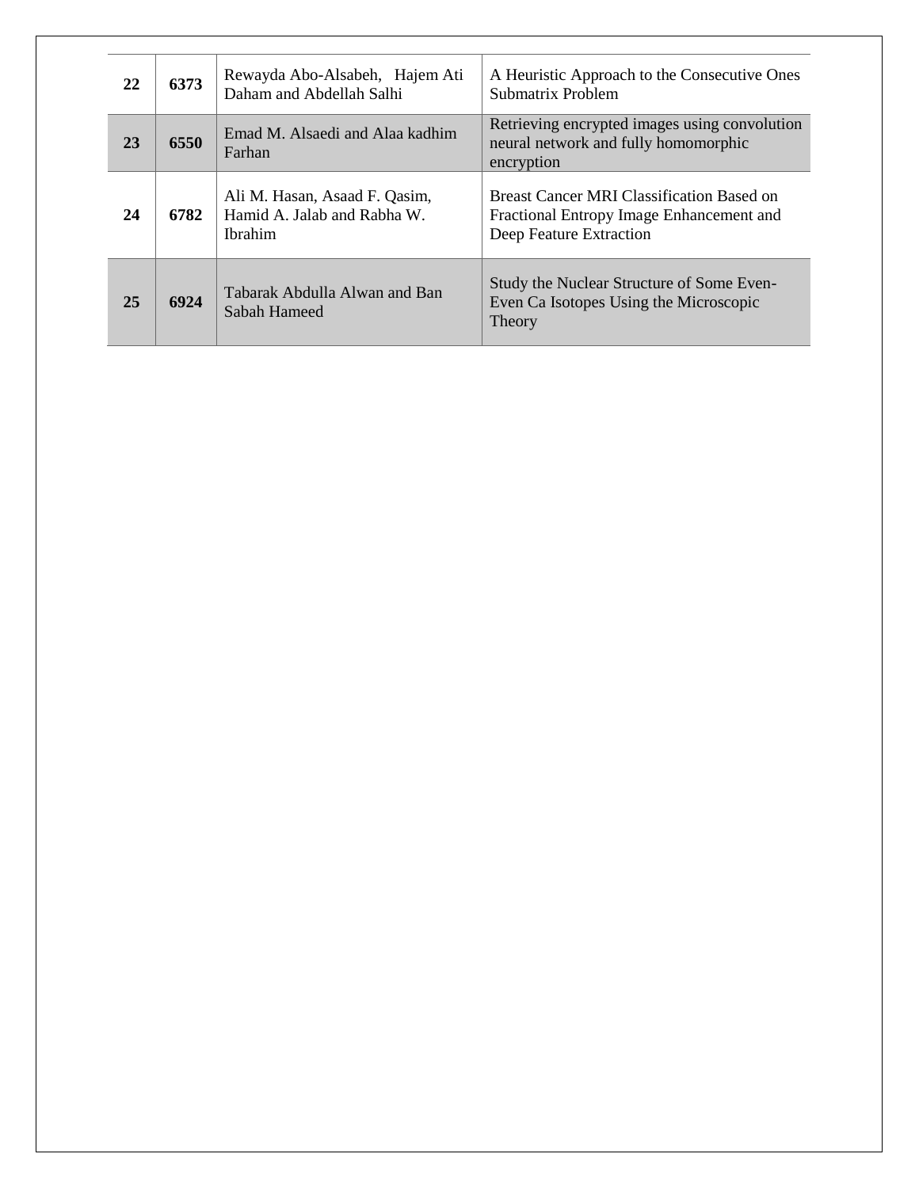| | | | |
|---|---|---|---|
| **22** | **6373** | Rewayda Abo-Alsabeh, Hajem Ati Daham and Abdellah Salhi | A Heuristic Approach to the Consecutive Ones Submatrix Problem |
| **23** | **6550** | Emad M. Alsaedi and Alaa kadhim Farhan | Retrieving encrypted images using convolution neural network and fully homomorphic encryption |
| **24** | **6782** | Ali M. Hasan, Asaad F. Qasim, Hamid A. Jalab and Rabha W. Ibrahim | Breast Cancer MRI Classification Based on Fractional Entropy Image Enhancement and Deep Feature Extraction |
| **25** | **6924** | Tabarak Abdulla Alwan and Ban Sabah Hameed | Study the Nuclear Structure of Some Even-Even Ca Isotopes Using the Microscopic Theory |